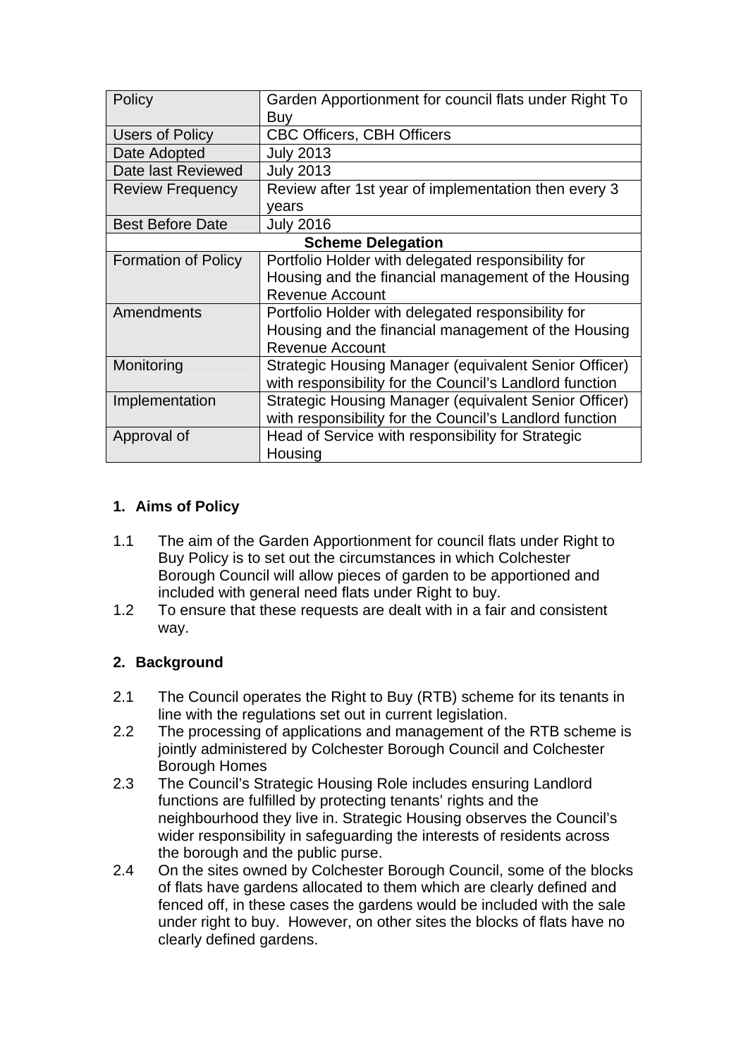| Policy | Garden Apportionment for council flats under Right To Buy |
| --- | --- |
| Users of Policy | CBC Officers, CBH Officers |
| Date Adopted | July 2013 |
| Date last Reviewed | July 2013 |
| Review Frequency | Review after 1st year of implementation then every 3 years |
| Best Before Date | July 2016 |
| **Scheme Delegation** | |
| Formation of Policy | Portfolio Holder with delegated responsibility for Housing and the financial management of the Housing Revenue Account |
| Amendments | Portfolio Holder with delegated responsibility for Housing and the financial management of the Housing Revenue Account |
| Monitoring | Strategic Housing Manager (equivalent Senior Officer) with responsibility for the Council's Landlord function |
| Implementation | Strategic Housing Manager (equivalent Senior Officer) with responsibility for the Council's Landlord function |
| Approval of | Head of Service with responsibility for Strategic Housing |

## 1. Aims of Policy

1.1 The aim of the Garden Apportionment for council flats under Right to Buy Policy is to set out the circumstances in which Colchester Borough Council will allow pieces of garden to be apportioned and included with general need flats under Right to buy.

1.2 To ensure that these requests are dealt with in a fair and consistent way.

## 2. Background

2.1 The Council operates the Right to Buy (RTB) scheme for its tenants in line with the regulations set out in current legislation.

2.2 The processing of applications and management of the RTB scheme is jointly administered by Colchester Borough Council and Colchester Borough Homes

2.3 The Council's Strategic Housing Role includes ensuring Landlord functions are fulfilled by protecting tenants' rights and the neighbourhood they live in. Strategic Housing observes the Council's wider responsibility in safeguarding the interests of residents across the borough and the public purse.

2.4 On the sites owned by Colchester Borough Council, some of the blocks of flats have gardens allocated to them which are clearly defined and fenced off, in these cases the gardens would be included with the sale under right to buy. However, on other sites the blocks of flats have no clearly defined gardens.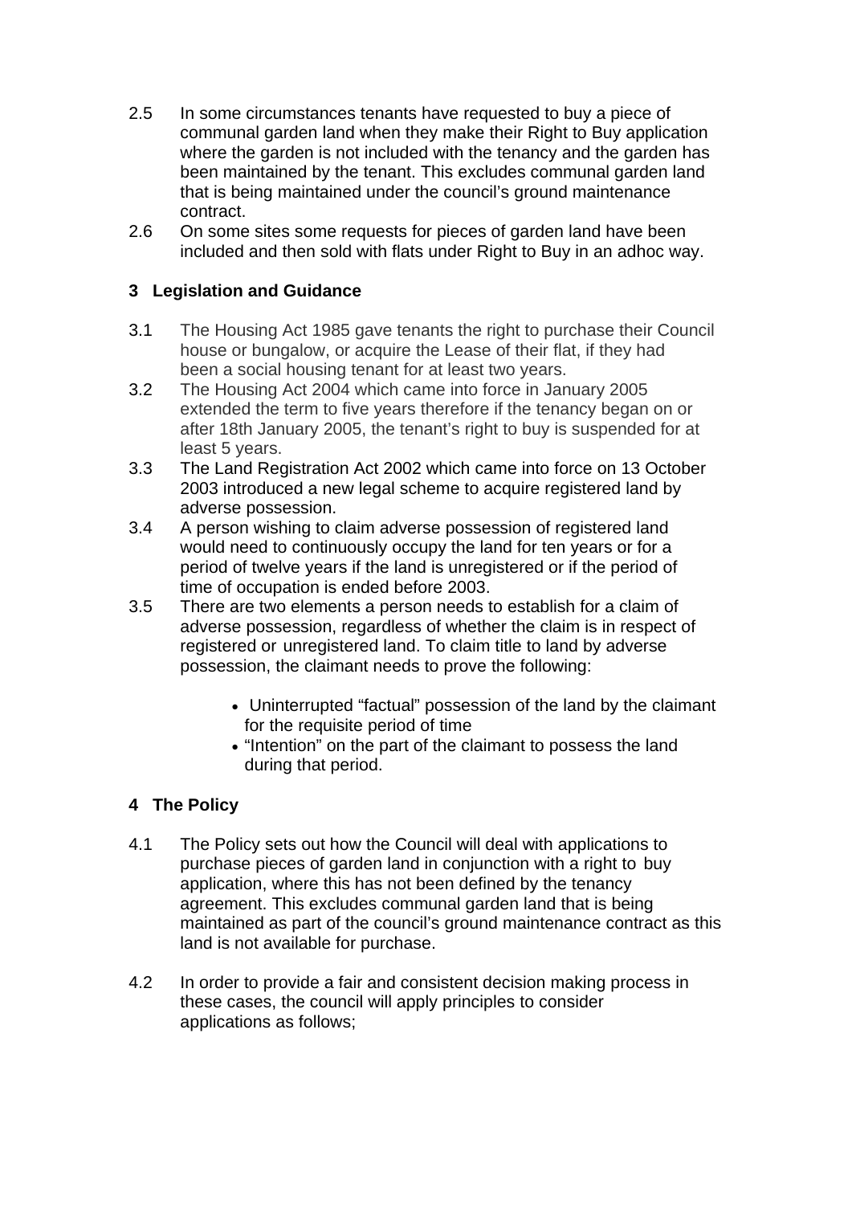2.5 In some circumstances tenants have requested to buy a piece of communal garden land when they make their Right to Buy application where the garden is not included with the tenancy and the garden has been maintained by the tenant. This excludes communal garden land that is being maintained under the council's ground maintenance contract.

2.6 On some sites some requests for pieces of garden land have been included and then sold with flats under Right to Buy in an adhoc way.

## 3 Legislation and Guidance

3.1 The Housing Act 1985 gave tenants the right to purchase their Council house or bungalow, or acquire the Lease of their flat, if they had been a social housing tenant for at least two years.

3.2 The Housing Act 2004 which came into force in January 2005 extended the term to five years therefore if the tenancy began on or after 18th January 2005, the tenant's right to buy is suspended for at least 5 years.

3.3 The Land Registration Act 2002 which came into force on 13 October 2003 introduced a new legal scheme to acquire registered land by adverse possession.

3.4 A person wishing to claim adverse possession of registered land would need to continuously occupy the land for ten years or for a period of twelve years if the land is unregistered or if the period of time of occupation is ended before 2003.

3.5 There are two elements a person needs to establish for a claim of adverse possession, regardless of whether the claim is in respect of registered or unregistered land. To claim title to land by adverse possession, the claimant needs to prove the following:

- Uninterrupted "factual" possession of the land by the claimant for the requisite period of time
- "Intention" on the part of the claimant to possess the land during that period.

## 4 The Policy

4.1 The Policy sets out how the Council will deal with applications to purchase pieces of garden land in conjunction with a right to buy application, where this has not been defined by the tenancy agreement. This excludes communal garden land that is being maintained as part of the council's ground maintenance contract as this land is not available for purchase.

4.2 In order to provide a fair and consistent decision making process in these cases, the council will apply principles to consider applications as follows;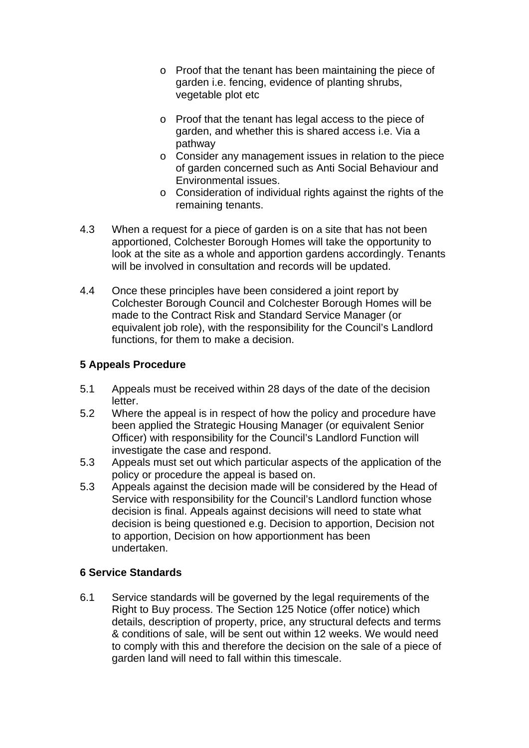- Proof that the tenant has been maintaining the piece of garden i.e. fencing, evidence of planting shrubs, vegetable plot etc
- Proof that the tenant has legal access to the piece of garden, and whether this is shared access i.e. Via a pathway
- Consider any management issues in relation to the piece of garden concerned such as Anti Social Behaviour and Environmental issues.
- Consideration of individual rights against the rights of the remaining tenants.

4.3 When a request for a piece of garden is on a site that has not been apportioned, Colchester Borough Homes will take the opportunity to look at the site as a whole and apportion gardens accordingly. Tenants will be involved in consultation and records will be updated.

4.4 Once these principles have been considered a joint report by Colchester Borough Council and Colchester Borough Homes will be made to the Contract Risk and Standard Service Manager (or equivalent job role), with the responsibility for the Council's Landlord functions, for them to make a decision.

**5 Appeals Procedure**

5.1 Appeals must be received within 28 days of the date of the decision letter.

5.2 Where the appeal is in respect of how the policy and procedure have been applied the Strategic Housing Manager (or equivalent Senior Officer) with responsibility for the Council's Landlord Function will investigate the case and respond.

5.3 Appeals must set out which particular aspects of the application of the policy or procedure the appeal is based on.

5.3 Appeals against the decision made will be considered by the Head of Service with responsibility for the Council's Landlord function whose decision is final. Appeals against decisions will need to state what decision is being questioned e.g. Decision to apportion, Decision not to apportion, Decision on how apportionment has been undertaken.

**6 Service Standards**

6.1 Service standards will be governed by the legal requirements of the Right to Buy process. The Section 125 Notice (offer notice) which details, description of property, price, any structural defects and terms & conditions of sale, will be sent out within 12 weeks. We would need to comply with this and therefore the decision on the sale of a piece of garden land will need to fall within this timescale.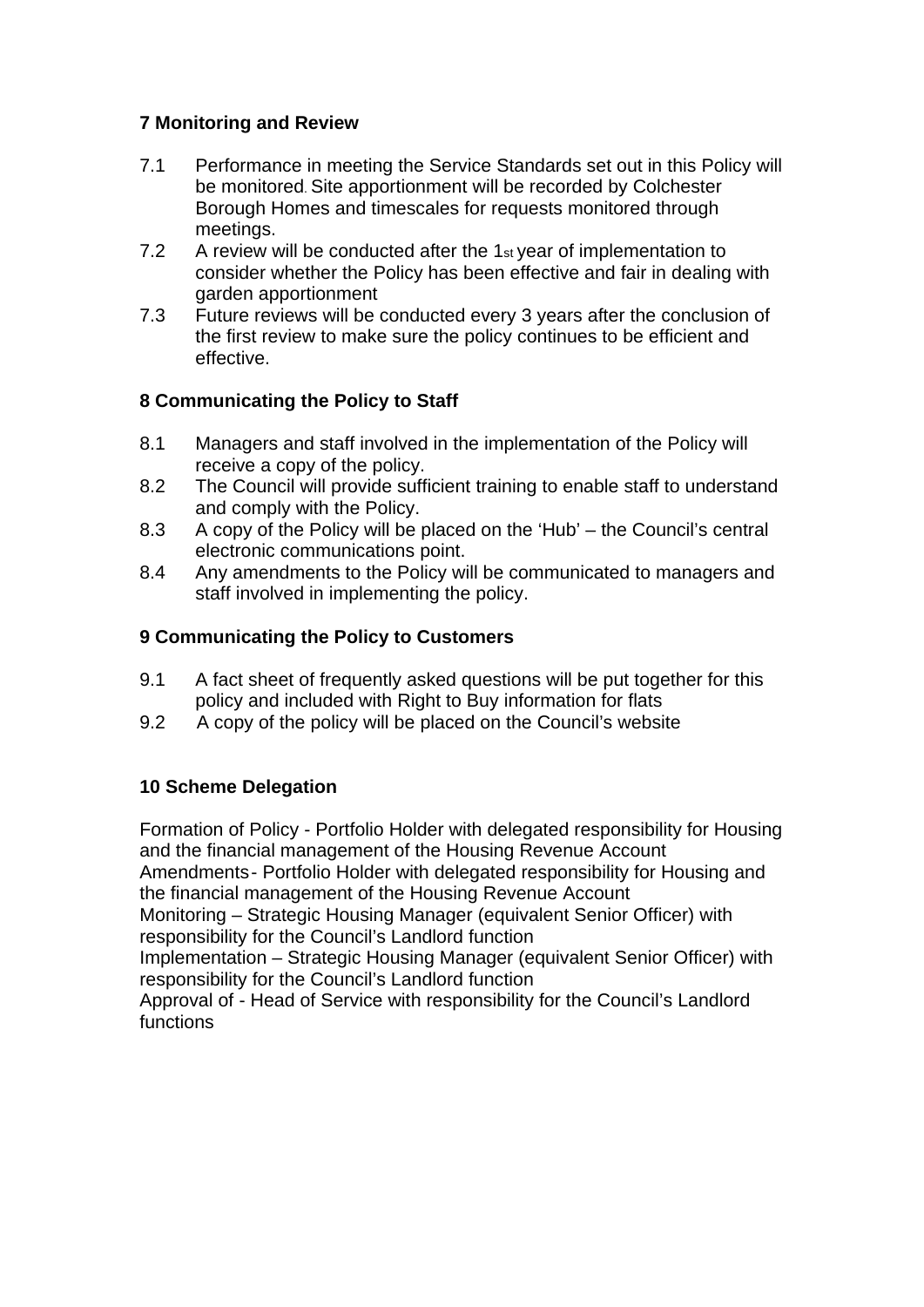## 7 Monitoring and Review

7.1 Performance in meeting the Service Standards set out in this Policy will be monitored. Site apportionment will be recorded by Colchester Borough Homes and timescales for requests monitored through meetings.

7.2 A review will be conducted after the 1st year of implementation to consider whether the Policy has been effective and fair in dealing with garden apportionment

7.3 Future reviews will be conducted every 3 years after the conclusion of the first review to make sure the policy continues to be efficient and effective.

## 8 Communicating the Policy to Staff

8.1 Managers and staff involved in the implementation of the Policy will receive a copy of the policy.

8.2 The Council will provide sufficient training to enable staff to understand and comply with the Policy.

8.3 A copy of the Policy will be placed on the 'Hub' – the Council's central electronic communications point.

8.4 Any amendments to the Policy will be communicated to managers and staff involved in implementing the policy.

## 9 Communicating the Policy to Customers

9.1 A fact sheet of frequently asked questions will be put together for this policy and included with Right to Buy information for flats

9.2 A copy of the policy will be placed on the Council's website

## 10 Scheme Delegation

Formation of Policy - Portfolio Holder with delegated responsibility for Housing and the financial management of the Housing Revenue Account
Amendments - Portfolio Holder with delegated responsibility for Housing and the financial management of the Housing Revenue Account
Monitoring – Strategic Housing Manager (equivalent Senior Officer) with responsibility for the Council's Landlord function
Implementation – Strategic Housing Manager (equivalent Senior Officer) with responsibility for the Council's Landlord function
Approval of - Head of Service with responsibility for the Council's Landlord functions